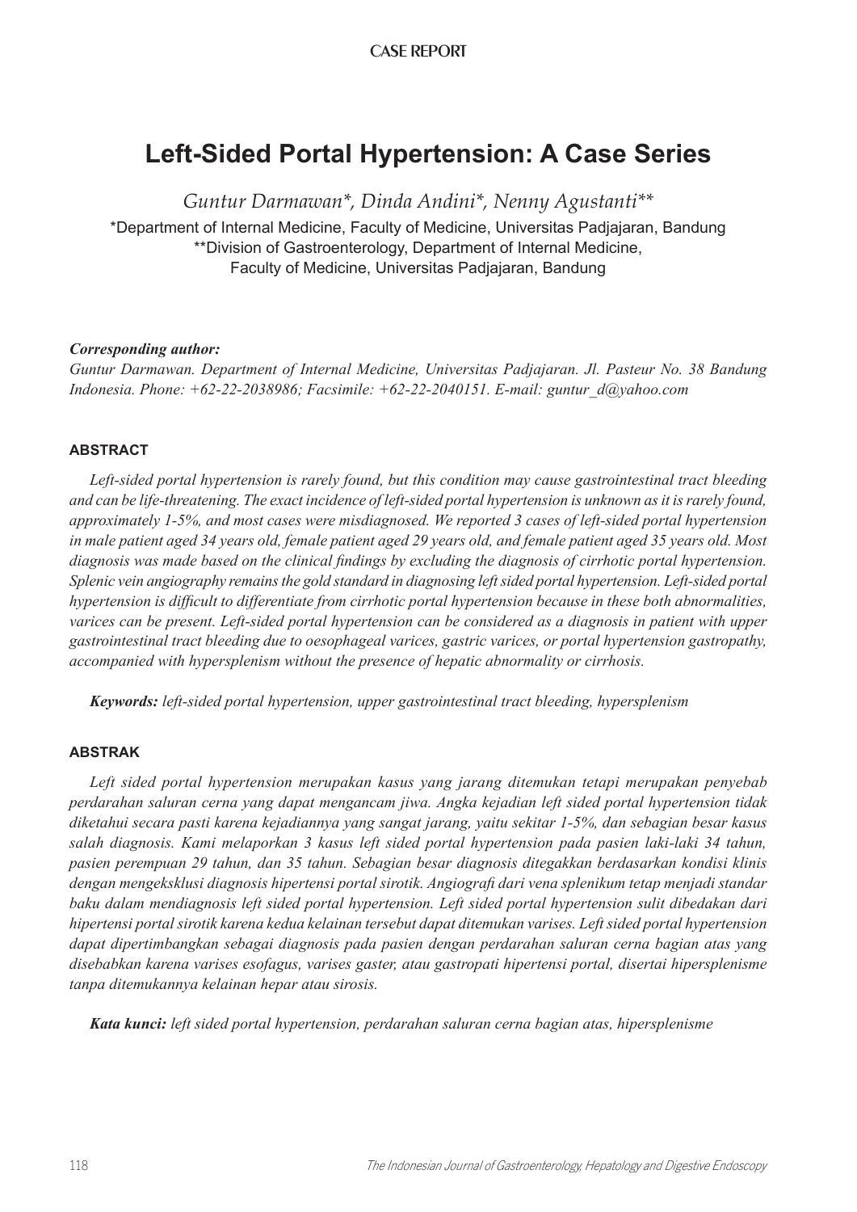CASE REPORT

# Left-Sided Portal Hypertension: A Case Series

*Guntur Darmawan\*, Dinda Andini\*, Nenny Agustanti\*\**

\*Department of Internal Medicine, Faculty of Medicine, Universitas Padjajaran, Bandung
\*\*Division of Gastroenterology, Department of Internal Medicine, Faculty of Medicine, Universitas Padjajaran, Bandung

***Corresponding author:***
*Guntur Darmawan. Department of Internal Medicine, Universitas Padjajaran. Jl. Pasteur No. 38 Bandung Indonesia. Phone: +62-22-2038986; Facsimile: +62-22-2040151. E-mail: guntur_d@yahoo.com*

## ABSTRACT

*Left-sided portal hypertension is rarely found, but this condition may cause gastrointestinal tract bleeding and can be life-threatening. The exact incidence of left-sided portal hypertension is unknown as it is rarely found, approximately 1-5%, and most cases were misdiagnosed. We reported 3 cases of left-sided portal hypertension in male patient aged 34 years old, female patient aged 29 years old, and female patient aged 35 years old. Most diagnosis was made based on the clinical findings by excluding the diagnosis of cirrhotic portal hypertension. Splenic vein angiography remains the gold standard in diagnosing left sided portal hypertension. Left-sided portal hypertension is difficult to differentiate from cirrhotic portal hypertension because in these both abnormalities, varices can be present. Left-sided portal hypertension can be considered as a diagnosis in patient with upper gastrointestinal tract bleeding due to oesophageal varices, gastric varices, or portal hypertension gastropathy, accompanied with hypersplenism without the presence of hepatic abnormality or cirrhosis.*

***Keywords:*** *left-sided portal hypertension, upper gastrointestinal tract bleeding, hypersplenism*

## ABSTRAK

*Left sided portal hypertension merupakan kasus yang jarang ditemukan tetapi merupakan penyebab perdarahan saluran cerna yang dapat mengancam jiwa. Angka kejadian left sided portal hypertension tidak diketahui secara pasti karena kejadiannya yang sangat jarang, yaitu sekitar 1-5%, dan sebagian besar kasus salah diagnosis. Kami melaporkan 3 kasus left sided portal hypertension pada pasien laki-laki 34 tahun, pasien perempuan 29 tahun, dan 35 tahun. Sebagian besar diagnosis ditegakkan berdasarkan kondisi klinis dengan mengeksklusi diagnosis hipertensi portal sirotik. Angiografi dari vena splenikum tetap menjadi standar baku dalam mendiagnosis left sided portal hypertension. Left sided portal hypertension sulit dibedakan dari hipertensi portal sirotik karena kedua kelainan tersebut dapat ditemukan varises. Left sided portal hypertension dapat dipertimbangkan sebagai diagnosis pada pasien dengan perdarahan saluran cerna bagian atas yang disebabkan karena varises esofagus, varises gaster, atau gastropati hipertensi portal, disertai hipersplenisme tanpa ditemukannya kelainan hepar atau sirosis.*

***Kata kunci:*** *left sided portal hypertension, perdarahan saluran cerna bagian atas, hipersplenisme*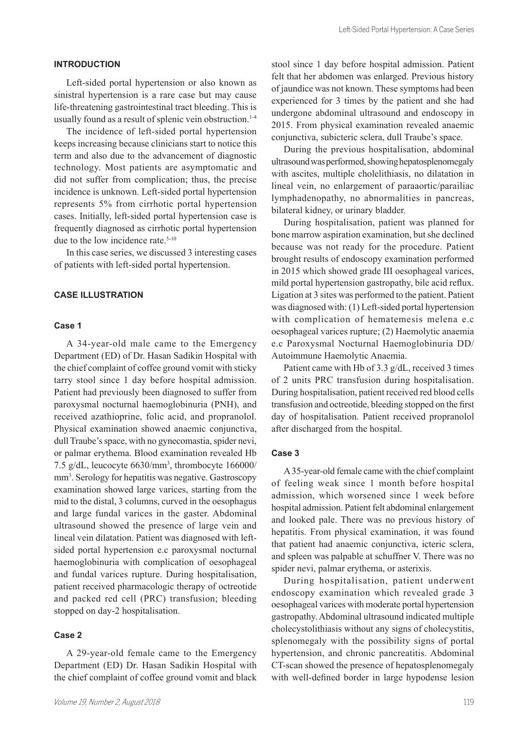## INTRODUCTION

Left-sided portal hypertension or also known as sinistral hypertension is a rare case but may cause life-threatening gastrointestinal tract bleeding. This is usually found as a result of splenic vein obstruction.[1-4]

The incidence of left-sided portal hypertension keeps increasing because clinicians start to notice this term and also due to the advancement of diagnostic technology. Most patients are asymptomatic and did not suffer from complication; thus, the precise incidence is unknown. Left-sided portal hypertension represents 5% from cirrhotic portal hypertension cases. Initially, left-sided portal hypertension case is frequently diagnosed as cirrhotic portal hypertension due to the low incidence rate.[5-10]

In this case series, we discussed 3 interesting cases of patients with left-sided portal hypertension.

## CASE ILLUSTRATION

### Case 1

A 34-year-old male came to the Emergency Department (ED) of Dr. Hasan Sadikin Hospital with the chief complaint of coffee ground vomit with sticky tarry stool since 1 day before hospital admission. Patient had previously been diagnosed to suffer from paroxysmal nocturnal haemoglobinuria (PNH), and received azathioprine, folic acid, and propranolol. Physical examination showed anaemic conjunctiva, dull Traube's space, with no gynecomastia, spider nevi, or palmar erythema. Blood examination revealed Hb 7.5 g/dL, leucocyte 6630/mm$^3$, thrombocyte 166000/mm$^3$. Serology for hepatitis was negative. Gastroscopy examination showed large varices, starting from the mid to the distal, 3 columns, curved in the oesophagus and large fundal varices in the gaster. Abdominal ultrasound showed the presence of large vein and lineal vein dilatation. Patient was diagnosed with left-sided portal hypertension e.c paroxysmal nocturnal haemoglobinuria with complication of oesophageal and fundal varices rupture. During hospitalisation, patient received pharmacologic therapy of octreotide and packed red cell (PRC) transfusion; bleeding stopped on day-2 hospitalisation.

### Case 2

A 29-year-old female came to the Emergency Department (ED) Dr. Hasan Sadikin Hospital with the chief complaint of coffee ground vomit and black stool since 1 day before hospital admission. Patient felt that her abdomen was enlarged. Previous history of jaundice was not known. These symptoms had been experienced for 3 times by the patient and she had undergone abdominal ultrasound and endoscopy in 2015. From physical examination revealed anaemic conjunctiva, subicteric sclera, dull Traube's space.

During the previous hospitalisation, abdominal ultrasound was performed, showing hepatosplenomegaly with ascites, multiple cholelithiasis, no dilatation in lineal vein, no enlargement of paraaortic/parailiac lymphadenopathy, no abnormalities in pancreas, bilateral kidney, or urinary bladder.

During hospitalisation, patient was planned for bone marrow aspiration examination, but she declined because was not ready for the procedure. Patient brought results of endoscopy examination performed in 2015 which showed grade III oesophageal varices, mild portal hypertension gastropathy, bile acid reflux. Ligation at 3 sites was performed to the patient. Patient was diagnosed with: (1) Left-sided portal hypertension with complication of hematemesis melena e.c oesophageal varices rupture; (2) Haemolytic anaemia e.c Paroxysmal Nocturnal Haemoglobinuria DD/ Autoimmune Haemolytic Anaemia.

Patient came with Hb of 3.3 g/dL, received 3 times of 2 units PRC transfusion during hospitalisation. During hospitalisation, patient received red blood cells transfusion and octreotide, bleeding stopped on the first day of hospitalisation. Patient received propranolol after discharged from the hospital.

### Case 3

A 35-year-old female came with the chief complaint of feeling weak since 1 month before hospital admission, which worsened since 1 week before hospital admission. Patient felt abdominal enlargement and looked pale. There was no previous history of hepatitis. From physical examination, it was found that patient had anaemic conjunctiva, icteric sclera, and spleen was palpable at schuffner V. There was no spider nevi, palmar erythema, or asterixis.

During hospitalisation, patient underwent endoscopy examination which revealed grade 3 oesophageal varices with moderate portal hypertension gastropathy. Abdominal ultrasound indicated multiple cholecystolithiasis without any signs of cholecystitis, splenomegaly with the possibility signs of portal hypertension, and chronic pancreatitis. Abdominal CT-scan showed the presence of hepatosplenomegaly with well-defined border in large hypodense lesion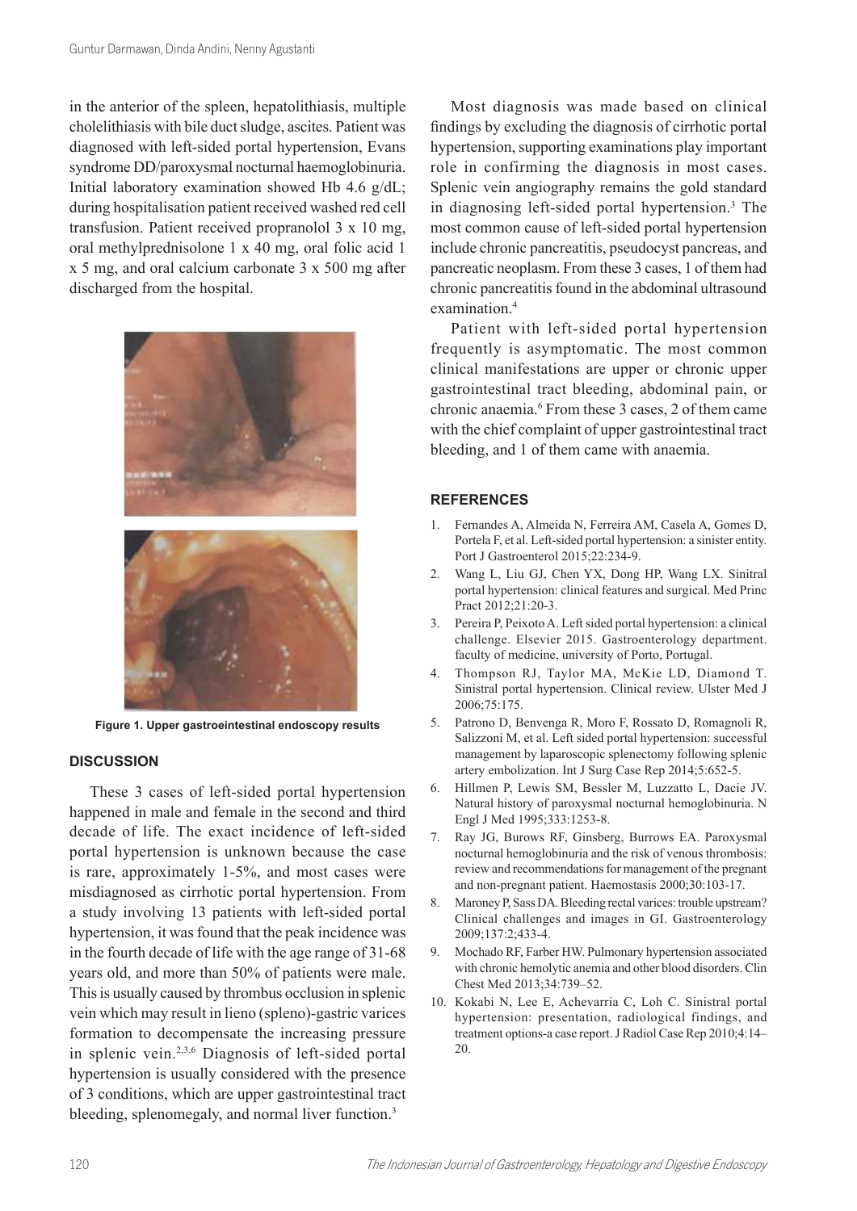in the anterior of the spleen, hepatolithiasis, multiple cholelithiasis with bile duct sludge, ascites. Patient was diagnosed with left-sided portal hypertension, Evans syndrome DD/paroxysmal nocturnal haemoglobinuria. Initial laboratory examination showed Hb 4.6 g/dL; during hospitalisation patient received washed red cell transfusion. Patient received propranolol 3 x 10 mg, oral methylprednisolone 1 x 40 mg, oral folic acid 1 x 5 mg, and oral calcium carbonate 3 x 500 mg after discharged from the hospital.

**Figure 1. Upper gastroeintestinal endoscopy results**

## DISCUSSION

These 3 cases of left-sided portal hypertension happened in male and female in the second and third decade of life. The exact incidence of left-sided portal hypertension is unknown because the case is rare, approximately 1-5%, and most cases were misdiagnosed as cirrhotic portal hypertension. From a study involving 13 patients with left-sided portal hypertension, it was found that the peak incidence was in the fourth decade of life with the age range of 31-68 years old, and more than 50% of patients were male. This is usually caused by thrombus occlusion in splenic vein which may result in lieno (spleno)-gastric varices formation to decompensate the increasing pressure in splenic vein.[2,3,6] Diagnosis of left-sided portal hypertension is usually considered with the presence of 3 conditions, which are upper gastrointestinal tract bleeding, splenomegaly, and normal liver function.[3]

Most diagnosis was made based on clinical findings by excluding the diagnosis of cirrhotic portal hypertension, supporting examinations play important role in confirming the diagnosis in most cases. Splenic vein angiography remains the gold standard in diagnosing left-sided portal hypertension.[3] The most common cause of left-sided portal hypertension include chronic pancreatitis, pseudocyst pancreas, and pancreatic neoplasm. From these 3 cases, 1 of them had chronic pancreatitis found in the abdominal ultrasound examination.[4]

Patient with left-sided portal hypertension frequently is asymptomatic. The most common clinical manifestations are upper or chronic upper gastrointestinal tract bleeding, abdominal pain, or chronic anaemia.[6] From these 3 cases, 2 of them came with the chief complaint of upper gastrointestinal tract bleeding, and 1 of them came with anaemia.

## REFERENCES

1. Fernandes A, Almeida N, Ferreira AM, Casela A, Gomes D, Portela F, et al. Left-sided portal hypertension: a sinister entity. Port J Gastroenterol 2015;22:234-9.
2. Wang L, Liu GJ, Chen YX, Dong HP, Wang LX. Sinitral portal hypertension: clinical features and surgical. Med Princ Pract 2012;21:20-3.
3. Pereira P, Peixoto A. Left sided portal hypertension: a clinical challenge. Elsevier 2015. Gastroenterology department. faculty of medicine, university of Porto, Portugal.
4. Thompson RJ, Taylor MA, McKie LD, Diamond T. Sinistral portal hypertension. Clinical review. Ulster Med J 2006;75:175.
5. Patrono D, Benvenga R, Moro F, Rossato D, Romagnoli R, Salizzoni M, et al. Left sided portal hypertension: successful management by laparoscopic splenectomy following splenic artery embolization. Int J Surg Case Rep 2014;5:652-5.
6. Hillmen P, Lewis SM, Bessler M, Luzzatto L, Dacie JV. Natural history of paroxysmal nocturnal hemoglobinuria. N Engl J Med 1995;333:1253-8.
7. Ray JG, Burows RF, Ginsberg, Burrows EA. Paroxysmal nocturnal hemoglobinuria and the risk of venous thrombosis: review and recommendations for management of the pregnant and non-pregnant patient. Haemostasis 2000;30:103-17.
8. Maroney P, Sass DA. Bleeding rectal varices: trouble upstream? Clinical challenges and images in GI. Gastroenterology 2009;137:2;433-4.
9. Mochado RF, Farber HW. Pulmonary hypertension associated with chronic hemolytic anemia and other blood disorders. Clin Chest Med 2013;34:739–52.
10. Kokabi N, Lee E, Achevarria C, Loh C. Sinistral portal hypertension: presentation, radiological findings, and treatment options-a case report. J Radiol Case Rep 2010;4:14–20.